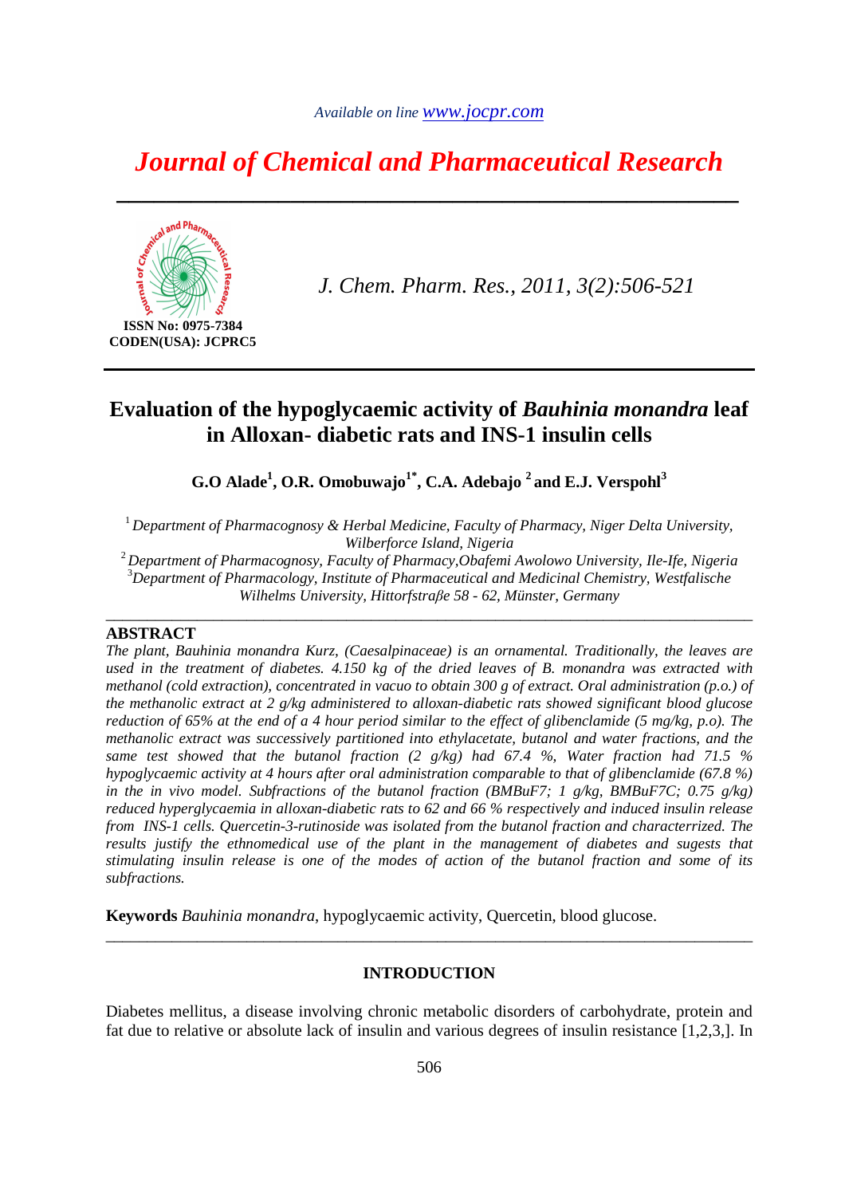# Evaluation of the hypoglycaemic activity of *Bauhinia monandra* leaf in Alloxan- diabetic rats and INS-1 insulin cells

**G.O Alade[1], O.R. Omobuwajo[1*], C.A. Adebajo [2] and E.J. Verspohl[3]**

[1] *Department of Pharmacognosy & Herbal Medicine, Faculty of Pharmacy, Niger Delta University, Wilberforce Island, Nigeria*

[2] *Department of Pharmacognosy, Faculty of Pharmacy,Obafemi Awolowo University, Ile-Ife, Nigeria*

[3] *Department of Pharmacology, Institute of Pharmaceutical and Medicinal Chemistry, Westfalische Wilhelms University, Hittorfstraβe 58 - 62, Münster, Germany*

## ABSTRACT

*The plant, Bauhinia monandra Kurz, (Caesalpinaceae) is an ornamental. Traditionally, the leaves are used in the treatment of diabetes. 4.150 kg of the dried leaves of B. monandra was extracted with methanol (cold extraction), concentrated in vacuo to obtain 300 g of extract. Oral administration (p.o.) of the methanolic extract at 2 g/kg administered to alloxan-diabetic rats showed significant blood glucose reduction of 65% at the end of a 4 hour period similar to the effect of glibenclamide (5 mg/kg, p.o). The methanolic extract was successively partitioned into ethylacetate, butanol and water fractions, and the same test showed that the butanol fraction (2 g/kg) had 67.4 %, Water fraction had 71.5 % hypoglycaemic activity at 4 hours after oral administration comparable to that of glibenclamide (67.8 %) in the in vivo model. Subfractions of the butanol fraction (BMBuF7; 1 g/kg, BMBuF7C; 0.75 g/kg) reduced hyperglycaemia in alloxan-diabetic rats to 62 and 66 % respectively and induced insulin release from INS-1 cells. Quercetin-3-rutinoside was isolated from the butanol fraction and characterrized. The results justify the ethnomedical use of the plant in the management of diabetes and sugests that stimulating insulin release is one of the modes of action of the butanol fraction and some of its subfractions.*

**Keywords** *Bauhinia monandra*, hypoglycaemic activity, Quercetin, blood glucose.

## INTRODUCTION

Diabetes mellitus, a disease involving chronic metabolic disorders of carbohydrate, protein and fat due to relative or absolute lack of insulin and various degrees of insulin resistance [1,2,3,]. In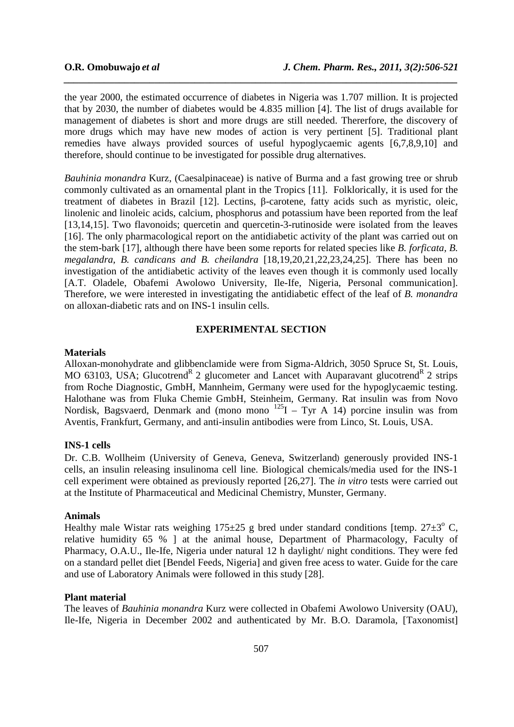the year 2000, the estimated occurrence of diabetes in Nigeria was 1.707 million. It is projected that by 2030, the number of diabetes would be 4.835 million [4]. The list of drugs available for management of diabetes is short and more drugs are still needed. Thererfore, the discovery of more drugs which may have new modes of action is very pertinent [5]. Traditional plant remedies have always provided sources of useful hypoglycaemic agents [6,7,8,9,10] and therefore, should continue to be investigated for possible drug alternatives.

*Bauhinia monandra* Kurz, (Caesalpinaceae) is native of Burma and a fast growing tree or shrub commonly cultivated as an ornamental plant in the Tropics [11]. Folklorically, it is used for the treatment of diabetes in Brazil [12]. Lectins, β-carotene, fatty acids such as myristic, oleic, linolenic and linoleic acids, calcium, phosphorus and potassium have been reported from the leaf [13,14,15]. Two flavonoids; quercetin and quercetin-3-rutinoside were isolated from the leaves [16]. The only pharmacological report on the antidiabetic activity of the plant was carried out on the stem-bark [17], although there have been some reports for related species like *B. forficata, B. megalandra, B. candicans and B. cheilandra* [18,19,20,21,22,23,24,25]. There has been no investigation of the antidiabetic activity of the leaves even though it is commonly used locally [A.T. Oladele, Obafemi Awolowo University, Ile-Ife, Nigeria, Personal communication]. Therefore, we were interested in investigating the antidiabetic effect of the leaf of *B. monandra* on alloxan-diabetic rats and on INS-1 insulin cells.

## EXPERIMENTAL SECTION

### Materials

Alloxan-monohydrate and glibbenclamide were from Sigma-Aldrich, 3050 Spruce St, St. Louis, MO 63103, USA; Glucotrend[R] 2 glucometer and Lancet with Auparavant glucotrend[R] 2 strips from Roche Diagnostic, GmbH, Mannheim, Germany were used for the hypoglycaemic testing. Halothane was from Fluka Chemie GmbH, Steinheim, Germany. Rat insulin was from Novo Nordisk, Bagsvaerd, Denmark and (mono mono $^{125}I$ – Tyr A 14) porcine insulin was from Aventis, Frankfurt, Germany, and anti-insulin antibodies were from Linco, St. Louis, USA.

### INS-1 cells

Dr. C.B. Wollheim (University of Geneva, Geneva, Switzerland) generously provided INS-1 cells, an insulin releasing insulinoma cell line. Biological chemicals/media used for the INS-1 cell experiment were obtained as previously reported [26,27]. The *in vitro* tests were carried out at the Institute of Pharmaceutical and Medicinal Chemistry, Munster, Germany.

### Animals

Healthy male Wistar rats weighing 175±25 g bred under standard conditions [temp. 27±3° C, relative humidity 65 % ] at the animal house, Department of Pharmacology, Faculty of Pharmacy, O.A.U., Ile-Ife, Nigeria under natural 12 h daylight/ night conditions. They were fed on a standard pellet diet [Bendel Feeds, Nigeria] and given free acess to water. Guide for the care and use of Laboratory Animals were followed in this study [28].

### Plant material

The leaves of *Bauhinia monandra* Kurz were collected in Obafemi Awolowo University (OAU), Ile-Ife, Nigeria in December 2002 and authenticated by Mr. B.O. Daramola, [Taxonomist]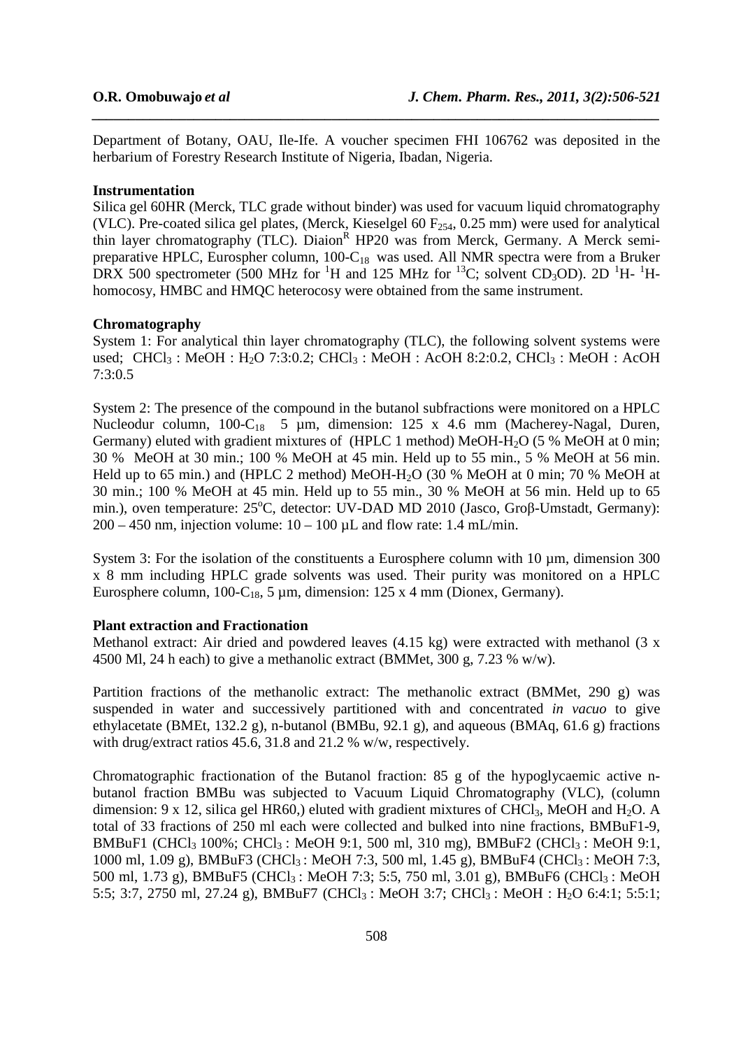Department of Botany, OAU, Ile-Ife. A voucher specimen FHI 106762 was deposited in the herbarium of Forestry Research Institute of Nigeria, Ibadan, Nigeria.

### Instrumentation

Silica gel 60HR (Merck, TLC grade without binder) was used for vacuum liquid chromatography (VLC). Pre-coated silica gel plates, (Merck, Kieselgel 60 $F_{254}$, 0.25 mm) were used for analytical thin layer chromatography (TLC). Diaion[R] HP20 was from Merck, Germany. A Merck semi-preparative HPLC, Eurospher column, 100-$C_{18}$ was used. All NMR spectra were from a Bruker DRX 500 spectrometer (500 MHz for $^1H$ and 125 MHz for $^{13}C$; solvent $CD_3OD$). 2D $^1H$- $^1H$-homocosy, HMBC and HMQC heterocosy were obtained from the same instrument.

### Chromatography

System 1: For analytical thin layer chromatography (TLC), the following solvent systems were used; $CHCl_3$ : MeOH : $H_2O$ 7:3:0.2; $CHCl_3$ : MeOH : AcOH 8:2:0.2, $CHCl_3$ : MeOH : AcOH 7:3:0.5

System 2: The presence of the compound in the butanol subfractions were monitored on a HPLC Nucleodur column, 100-$C_{18}$ 5 µm, dimension: 125 x 4.6 mm (Macherey-Nagal, Duren, Germany) eluted with gradient mixtures of (HPLC 1 method) MeOH-$H_2O$ (5 % MeOH at 0 min; 30 % MeOH at 30 min.; 100 % MeOH at 45 min. Held up to 55 min., 5 % MeOH at 56 min. Held up to 65 min.) and (HPLC 2 method) MeOH-$H_2O$ (30 % MeOH at 0 min; 70 % MeOH at 30 min.; 100 % MeOH at 45 min. Held up to 55 min., 30 % MeOH at 56 min. Held up to 65 min.), oven temperature: 25°C, detector: UV-DAD MD 2010 (Jasco, Groβ-Umstadt, Germany): 200 – 450 nm, injection volume: 10 – 100 µL and flow rate: 1.4 mL/min.

System 3: For the isolation of the constituents a Eurosphere column with 10 µm, dimension 300 x 8 mm including HPLC grade solvents was used. Their purity was monitored on a HPLC Eurosphere column, 100-$C_{18}$, 5 µm, dimension: 125 x 4 mm (Dionex, Germany).

### Plant extraction and Fractionation

Methanol extract: Air dried and powdered leaves (4.15 kg) were extracted with methanol (3 x 4500 Ml, 24 h each) to give a methanolic extract (BMMet, 300 g, 7.23 % w/w).

Partition fractions of the methanolic extract: The methanolic extract (BMMet, 290 g) was suspended in water and successively partitioned with and concentrated *in vacuo* to give ethylacetate (BMEt, 132.2 g), n-butanol (BMBu, 92.1 g), and aqueous (BMAq, 61.6 g) fractions with drug/extract ratios 45.6, 31.8 and 21.2 % w/w, respectively.

Chromatographic fractionation of the Butanol fraction: 85 g of the hypoglycaemic active n-butanol fraction BMBu was subjected to Vacuum Liquid Chromatography (VLC), (column dimension: 9 x 12, silica gel HR60,) eluted with gradient mixtures of $CHCl_3$, MeOH and $H_2O$. A total of 33 fractions of 250 ml each were collected and bulked into nine fractions, BMBuF1-9, BMBuF1 ($CHCl_3$ 100%; $CHCl_3$ : MeOH 9:1, 500 ml, 310 mg), BMBuF2 ($CHCl_3$ : MeOH 9:1, 1000 ml, 1.09 g), BMBuF3 ($CHCl_3$ : MeOH 7:3, 500 ml, 1.45 g), BMBuF4 ($CHCl_3$ : MeOH 7:3, 500 ml, 1.73 g), BMBuF5 ($CHCl_3$ : MeOH 7:3; 5:5, 750 ml, 3.01 g), BMBuF6 ($CHCl_3$ : MeOH 5:5; 3:7, 2750 ml, 27.24 g), BMBuF7 ($CHCl_3$ : MeOH 3:7; $CHCl_3$ : MeOH : $H_2O$ 6:4:1; 5:5:1;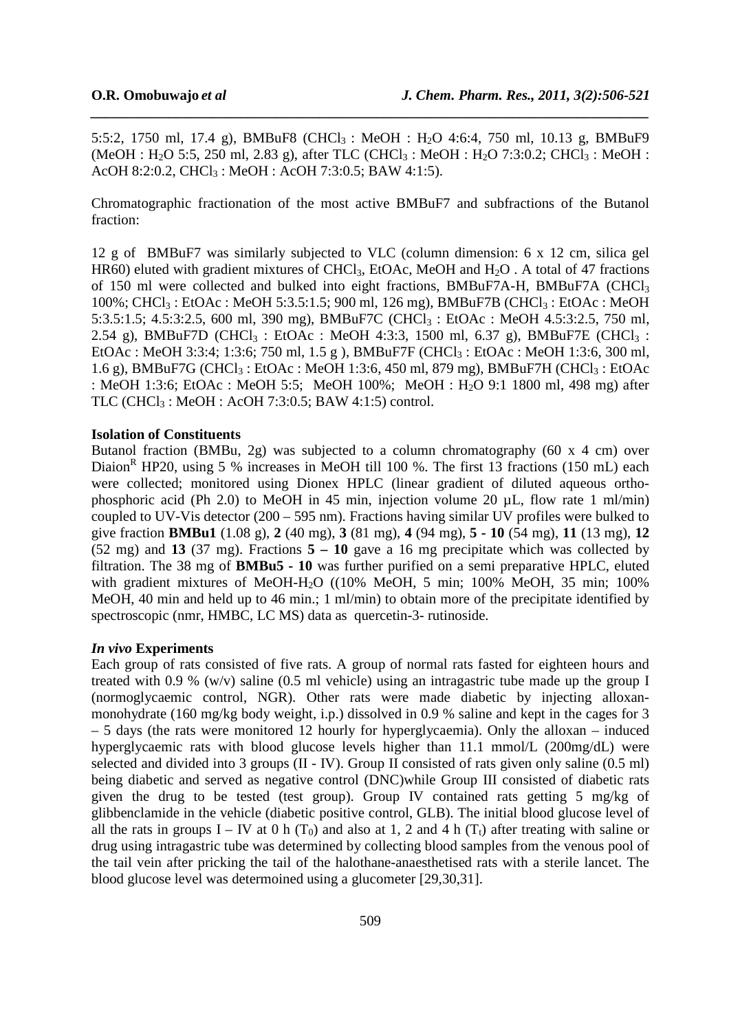5:5:2, 1750 ml, 17.4 g), BMBuF8 ($CHCl_3$ : MeOH : $H_2O$ 4:6:4, 750 ml, 10.13 g, BMBuF9 (MeOH : $H_2O$ 5:5, 250 ml, 2.83 g), after TLC ($CHCl_3$ : MeOH : $H_2O$ 7:3:0.2; $CHCl_3$ : MeOH : AcOH 8:2:0.2, $CHCl_3$ : MeOH : AcOH 7:3:0.5; BAW 4:1:5).

Chromatographic fractionation of the most active BMBuF7 and subfractions of the Butanol fraction:

12 g of BMBuF7 was similarly subjected to VLC (column dimension: 6 x 12 cm, silica gel HR60) eluted with gradient mixtures of $CHCl_3$, EtOAc, MeOH and $H_2O$ . A total of 47 fractions of 150 ml were collected and bulked into eight fractions, BMBuF7A-H, BMBuF7A ($CHCl_3$ 100%; $CHCl_3$ : EtOAc : MeOH 5:3.5:1.5; 900 ml, 126 mg), BMBuF7B ($CHCl_3$ : EtOAc : MeOH 5:3.5:1.5; 4.5:3:2.5, 600 ml, 390 mg), BMBuF7C ($CHCl_3$ : EtOAc : MeOH 4.5:3:2.5, 750 ml, 2.54 g), BMBuF7D ($CHCl_3$ : EtOAc : MeOH 4:3:3, 1500 ml, 6.37 g), BMBuF7E ($CHCl_3$ : EtOAc : MeOH 3:3:4; 1:3:6; 750 ml, 1.5 g ), BMBuF7F ($CHCl_3$ : EtOAc : MeOH 1:3:6, 300 ml, 1.6 g), BMBuF7G ($CHCl_3$ : EtOAc : MeOH 1:3:6, 450 ml, 879 mg), BMBuF7H ($CHCl_3$ : EtOAc : MeOH 1:3:6; EtOAc : MeOH 5:5; MeOH 100%; MeOH : $H_2O$ 9:1 1800 ml, 498 mg) after TLC ($CHCl_3$ : MeOH : AcOH 7:3:0.5; BAW 4:1:5) control.

**Isolation of Constituents**

Butanol fraction (BMBu, 2g) was subjected to a column chromatography (60 x 4 cm) over Diaion[R] HP20, using 5 % increases in MeOH till 100 %. The first 13 fractions (150 mL) each were collected; monitored using Dionex HPLC (linear gradient of diluted aqueous ortho-phosphoric acid (Ph 2.0) to MeOH in 45 min, injection volume 20 µL, flow rate 1 ml/min) coupled to UV-Vis detector (200 – 595 nm). Fractions having similar UV profiles were bulked to give fraction **BMBu1** (1.08 g), **2** (40 mg), **3** (81 mg), **4** (94 mg), **5 - 10** (54 mg), **11** (13 mg), **12** (52 mg) and **13** (37 mg). Fractions **5 – 10** gave a 16 mg precipitate which was collected by filtration. The 38 mg of **BMBu5 - 10** was further purified on a semi preparative HPLC, eluted with gradient mixtures of MeOH-$H_2O$ ((10% MeOH, 5 min; 100% MeOH, 35 min; 100% MeOH, 40 min and held up to 46 min.; 1 ml/min) to obtain more of the precipitate identified by spectroscopic (nmr, HMBC, LC MS) data as quercetin-3- rutinoside.

***In vivo* Experiments**

Each group of rats consisted of five rats. A group of normal rats fasted for eighteen hours and treated with 0.9 % (w/v) saline (0.5 ml vehicle) using an intragastric tube made up the group I (normoglycaemic control, NGR). Other rats were made diabetic by injecting alloxan-monohydrate (160 mg/kg body weight, i.p.) dissolved in 0.9 % saline and kept in the cages for 3 – 5 days (the rats were monitored 12 hourly for hyperglycaemia). Only the alloxan – induced hyperglycaemic rats with blood glucose levels higher than 11.1 mmol/L (200mg/dL) were selected and divided into 3 groups (II - IV). Group II consisted of rats given only saline (0.5 ml) being diabetic and served as negative control (DNC)while Group III consisted of diabetic rats given the drug to be tested (test group). Group IV contained rats getting 5 mg/kg of glibbenclamide in the vehicle (diabetic positive control, GLB). The initial blood glucose level of all the rats in groups I – IV at 0 h ($T_0$) and also at 1, 2 and 4 h ($T_t$) after treating with saline or drug using intragastric tube was determined by collecting blood samples from the venous pool of the tail vein after pricking the tail of the halothane-anaesthetised rats with a sterile lancet. The blood glucose level was determoined using a glucometer [29,30,31].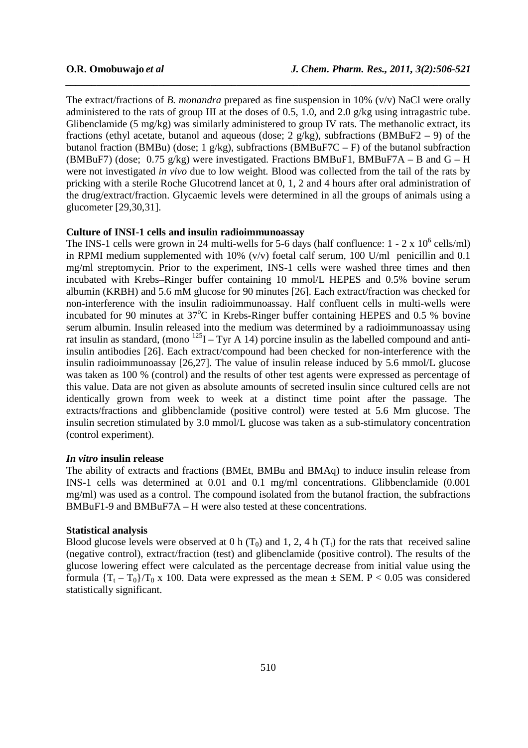The extract/fractions of *B. monandra* prepared as fine suspension in 10% (v/v) NaCl were orally administered to the rats of group III at the doses of 0.5, 1.0, and 2.0 g/kg using intragastric tube. Glibenclamide (5 mg/kg) was similarly administered to group IV rats. The methanolic extract, its fractions (ethyl acetate, butanol and aqueous (dose; 2 g/kg), subfractions (BMBuF2 – 9) of the butanol fraction (BMBu) (dose; 1 g/kg), subfractions (BMBuF7C – F) of the butanol subfraction (BMBuF7) (dose; 0.75 g/kg) were investigated. Fractions BMBuF1, BMBuF7A – B and G – H were not investigated *in vivo* due to low weight. Blood was collected from the tail of the rats by pricking with a sterile Roche Glucotrend lancet at 0, 1, 2 and 4 hours after oral administration of the drug/extract/fraction. Glycaemic levels were determined in all the groups of animals using a glucometer [29,30,31].

**Culture of INSI-1 cells and insulin radioimmunoassay**

The INS-1 cells were grown in 24 multi-wells for 5-6 days (half confluence: 1 - 2 x $10^6$ cells/ml) in RPMI medium supplemented with 10% (v/v) foetal calf serum, 100 U/ml penicillin and 0.1 mg/ml streptomycin. Prior to the experiment, INS-1 cells were washed three times and then incubated with Krebs–Ringer buffer containing 10 mmol/L HEPES and 0.5% bovine serum albumin (KRBH) and 5.6 mM glucose for 90 minutes [26]. Each extract/fraction was checked for non-interference with the insulin radioimmunoassay. Half confluent cells in multi-wells were incubated for 90 minutes at 37°C in Krebs-Ringer buffer containing HEPES and 0.5 % bovine serum albumin. Insulin released into the medium was determined by a radioimmunoassay using rat insulin as standard, (mono $^{125}$I – Tyr A 14) porcine insulin as the labelled compound and anti-insulin antibodies [26]. Each extract/compound had been checked for non-interference with the insulin radioimmunoassay [26,27]. The value of insulin release induced by 5.6 mmol/L glucose was taken as 100 % (control) and the results of other test agents were expressed as percentage of this value. Data are not given as absolute amounts of secreted insulin since cultured cells are not identically grown from week to week at a distinct time point after the passage. The extracts/fractions and glibbenclamide (positive control) were tested at 5.6 Mm glucose. The insulin secretion stimulated by 3.0 mmol/L glucose was taken as a sub-stimulatory concentration (control experiment).

***In vitro* insulin release**

The ability of extracts and fractions (BMEt, BMBu and BMAq) to induce insulin release from INS-1 cells was determined at 0.01 and 0.1 mg/ml concentrations. Glibbenclamide (0.001 mg/ml) was used as a control. The compound isolated from the butanol fraction, the subfractions BMBuF1-9 and BMBuF7A – H were also tested at these concentrations.

**Statistical analysis**

Blood glucose levels were observed at 0 h ($T_0$) and 1, 2, 4 h ($T_t$) for the rats that received saline (negative control), extract/fraction (test) and glibenclamide (positive control). The results of the glucose lowering effect were calculated as the percentage decrease from initial value using the formula $\{T_t - T_0\}/T_0 \times 100$. Data were expressed as the mean ± SEM. $P < 0.05$ was considered statistically significant.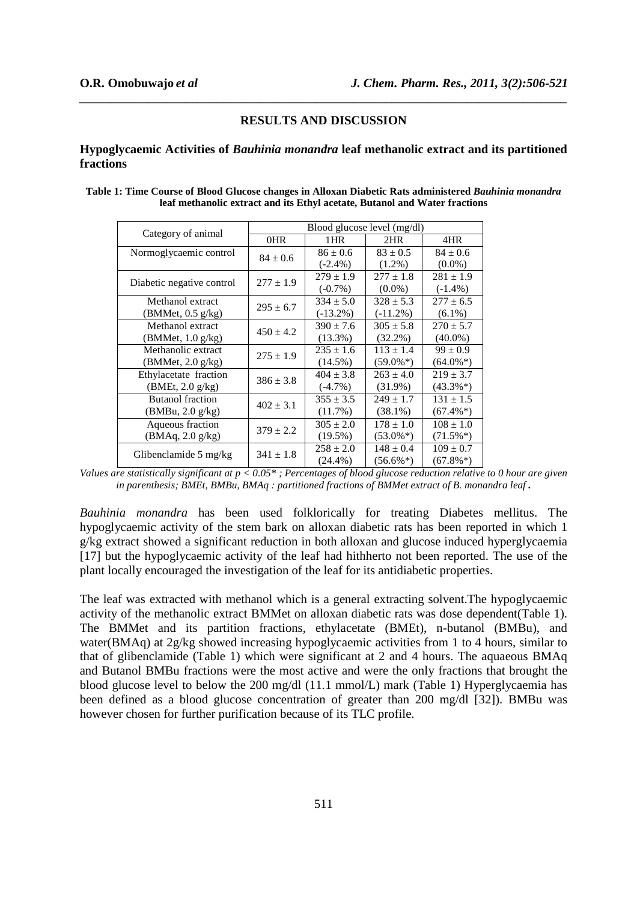## RESULTS AND DISCUSSION

### Hypoglycaemic Activities of *Bauhinia monandra* leaf methanolic extract and its partitioned fractions

**Table 1: Time Course of Blood Glucose changes in Alloxan Diabetic Rats administered *Bauhinia monandra* leaf methanolic extract and its Ethyl acetate, Butanol and Water fractions**

| Category of animal | Blood glucose level (mg/dl) | | | |
|---|---|---|---|---|
| | 0HR | 1HR | 2HR | 4HR |
| Normoglycaemic control | 84 ± 0.6 | 86 ± 0.6 (-2.4%) | 83 ± 0.5 (1.2%) | 84 ± 0.6 (0.0%) |
| Diabetic negative control | 277 ± 1.9 | 279 ± 1.9 (-0.7%) | 277 ± 1.8 (0.0%) | 281 ± 1.9 (-1.4%) |
| Methanol extract (BMMet, 0.5 g/kg) | 295 ± 6.7 | 334 ± 5.0 (-13.2%) | 328 ± 5.3 (-11.2%) | 277 ± 6.5 (6.1%) |
| Methanol extract (BMMet, 1.0 g/kg) | 450 ± 4.2 | 390 ± 7.6 (13.3%) | 305 ± 5.8 (32.2%) | 270 ± 5.7 (40.0%) |
| Methanolic extract (BMMet, 2.0 g/kg) | 275 ± 1.9 | 235 ± 1.6 (14.5%) | 113 ± 1.4 (59.0%*) | 99 ± 0.9 (64.0%*) |
| Ethylacetate fraction (BMEt, 2.0 g/kg) | 386 ± 3.8 | 404 ± 3.8 (-4.7%) | 263 ± 4.0 (31.9%) | 219 ± 3.7 (43.3%*) |
| Butanol fraction (BMBu, 2.0 g/kg) | 402 ± 3.1 | 355 ± 3.5 (11.7%) | 249 ± 1.7 (38.1%) | 131 ± 1.5 (67.4%*) |
| Aqueous fraction (BMAq, 2.0 g/kg) | 379 ± 2.2 | 305 ± 2.0 (19.5%) | 178 ± 1.0 (53.0%*) | 108 ± 1.0 (71.5%*) |
| Glibenclamide 5 mg/kg | 341 ± 1.8 | 258 ± 2.0 (24.4%) | 148 ± 0.4 (56.6%*) | 109 ± 0.7 (67.8%*) |

*Values are statistically significant at $p < 0.05$\* ; Percentages of blood glucose reduction relative to 0 hour are given in parenthesis; BMEt, BMBu, BMAq : partitioned fractions of BMMet extract of B. monandra leaf.*

*Bauhinia monandra* has been used folklorically for treating Diabetes mellitus. The hypoglycaemic activity of the stem bark on alloxan diabetic rats has been reported in which 1 g/kg extract showed a significant reduction in both alloxan and glucose induced hyperglycaemia [17] but the hypoglycaemic activity of the leaf had hithherto not been reported. The use of the plant locally encouraged the investigation of the leaf for its antidiabetic properties.

The leaf was extracted with methanol which is a general extracting solvent.The hypoglycaemic activity of the methanolic extract BMMet on alloxan diabetic rats was dose dependent(Table 1). The BMMet and its partition fractions, ethylacetate (BMEt), n-butanol (BMBu), and water(BMAq) at 2g/kg showed increasing hypoglycaemic activities from 1 to 4 hours, similar to that of glibenclamide (Table 1) which were significant at 2 and 4 hours. The aquaeous BMAq and Butanol BMBu fractions were the most active and were the only fractions that brought the blood glucose level to below the 200 mg/dl (11.1 mmol/L) mark (Table 1) Hyperglycaemia has been defined as a blood glucose concentration of greater than 200 mg/dl [32]). BMBu was however chosen for further purification because of its TLC profile.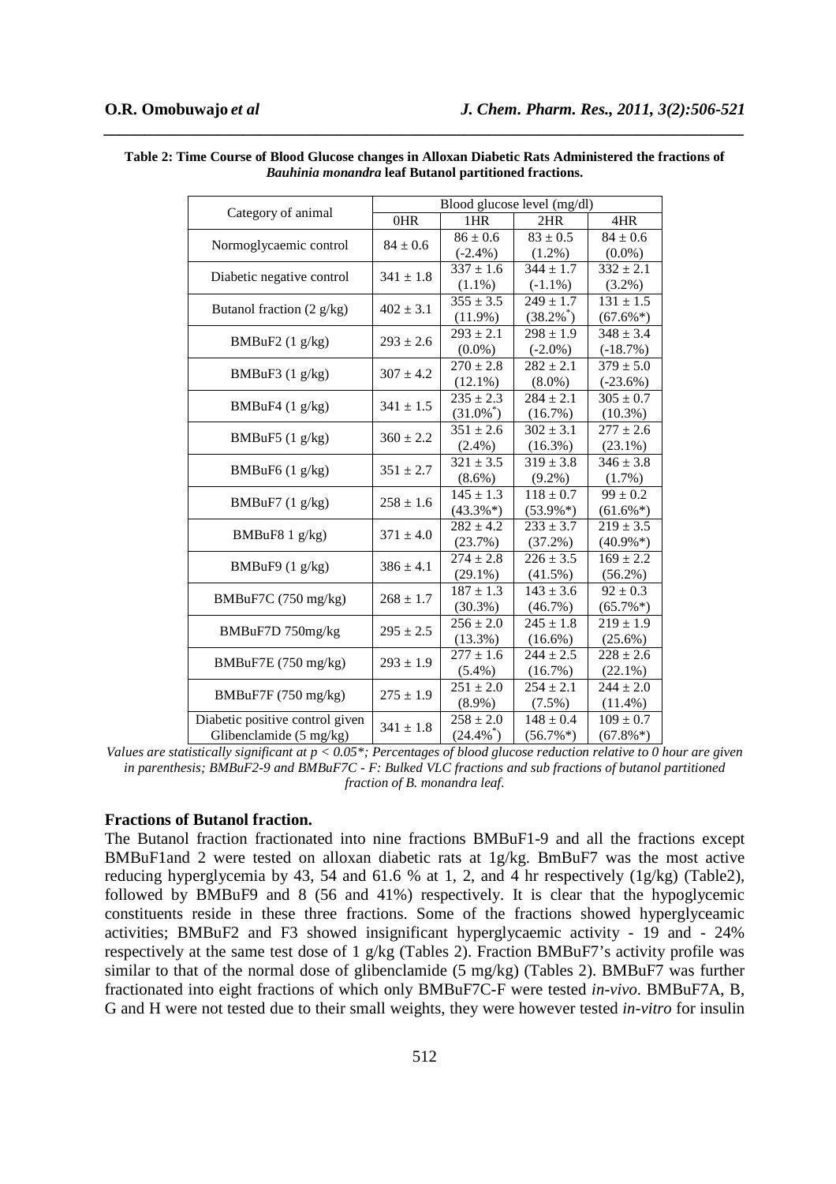**Table 2: Time Course of Blood Glucose changes in Alloxan Diabetic Rats Administered the fractions of *Bauhinia monandra* leaf Butanol partitioned fractions.**

| Category of animal | Blood glucose level (mg/dl) | | | |
|---|---|---|---|---|
| | 0HR | 1HR | 2HR | 4HR |
| Normoglycaemic control | 84 ± 0.6 | 86 ± 0.6 (-2.4%) | 83 ± 0.5 (1.2%) | 84 ± 0.6 (0.0%) |
| Diabetic negative control | 341 ± 1.8 | 337 ± 1.6 (1.1%) | 344 ± 1.7 (-1.1%) | 332 ± 2.1 (3.2%) |
| Butanol fraction (2 g/kg) | 402 ± 3.1 | 355 ± 3.5 (11.9%) | 249 ± 1.7 (38.2%*) | 131 ± 1.5 (67.6%*) |
| BMBuF2 (1 g/kg) | 293 ± 2.6 | 293 ± 2.1 (0.0%) | 298 ± 1.9 (-2.0%) | 348 ± 3.4 (-18.7%) |
| BMBuF3 (1 g/kg) | 307 ± 4.2 | 270 ± 2.8 (12.1%) | 282 ± 2.1 (8.0%) | 379 ± 5.0 (-23.6%) |
| BMBuF4 (1 g/kg) | 341 ± 1.5 | 235 ± 2.3 (31.0%*) | 284 ± 2.1 (16.7%) | 305 ± 0.7 (10.3%) |
| BMBuF5 (1 g/kg) | 360 ± 2.2 | 351 ± 2.6 (2.4%) | 302 ± 3.1 (16.3%) | 277 ± 2.6 (23.1%) |
| BMBuF6 (1 g/kg) | 351 ± 2.7 | 321 ± 3.5 (8.6%) | 319 ± 3.8 (9.2%) | 346 ± 3.8 (1.7%) |
| BMBuF7 (1 g/kg) | 258 ± 1.6 | 145 ± 1.3 (43.3%*) | 118 ± 0.7 (53.9%*) | 99 ± 0.2 (61.6%*) |
| BMBuF8 1 g/kg) | 371 ± 4.0 | 282 ± 4.2 (23.7%) | 233 ± 3.7 (37.2%) | 219 ± 3.5 (40.9%*) |
| BMBuF9 (1 g/kg) | 386 ± 4.1 | 274 ± 2.8 (29.1%) | 226 ± 3.5 (41.5%) | 169 ± 2.2 (56.2%) |
| BMBuF7C (750 mg/kg) | 268 ± 1.7 | 187 ± 1.3 (30.3%) | 143 ± 3.6 (46.7%) | 92 ± 0.3 (65.7%*) |
| BMBuF7D 750mg/kg | 295 ± 2.5 | 256 ± 2.0 (13.3%) | 245 ± 1.8 (16.6%) | 219 ± 1.9 (25.6%) |
| BMBuF7E (750 mg/kg) | 293 ± 1.9 | 277 ± 1.6 (5.4%) | 244 ± 2.5 (16.7%) | 228 ± 2.6 (22.1%) |
| BMBuF7F (750 mg/kg) | 275 ± 1.9 | 251 ± 2.0 (8.9%) | 254 ± 2.1 (7.5%) | 244 ± 2.0 (11.4%) |
| Diabetic positive control given Glibenclamide (5 mg/kg) | 341 ± 1.8 | 258 ± 2.0 (24.4%*) | 148 ± 0.4 (56.7%*) | 109 ± 0.7 (67.8%*) |

*Values are statistically significant at $p < 0.05$*; Percentages of blood glucose reduction relative to 0 hour are given in parenthesis; BMBuF2-9 and BMBuF7C - F: Bulked VLC fractions and sub fractions of butanol partitioned fraction of B. monandra leaf.*

### Fractions of Butanol fraction.

The Butanol fraction fractionated into nine fractions BMBuF1-9 and all the fractions except BMBuF1and 2 were tested on alloxan diabetic rats at 1g/kg. BmBuF7 was the most active reducing hyperglycemia by 43, 54 and 61.6 % at 1, 2, and 4 hr respectively (1g/kg) (Table2), followed by BMBuF9 and 8 (56 and 41%) respectively. It is clear that the hypoglycemic constituents reside in these three fractions. Some of the fractions showed hyperglyceamic activities; BMBuF2 and F3 showed insignificant hyperglycaemic activity - 19 and - 24% respectively at the same test dose of 1 g/kg (Tables 2). Fraction BMBuF7's activity profile was similar to that of the normal dose of glibenclamide (5 mg/kg) (Tables 2). BMBuF7 was further fractionated into eight fractions of which only BMBuF7C-F were tested *in-vivo*. BMBuF7A, B, G and H were not tested due to their small weights, they were however tested *in-vitro* for insulin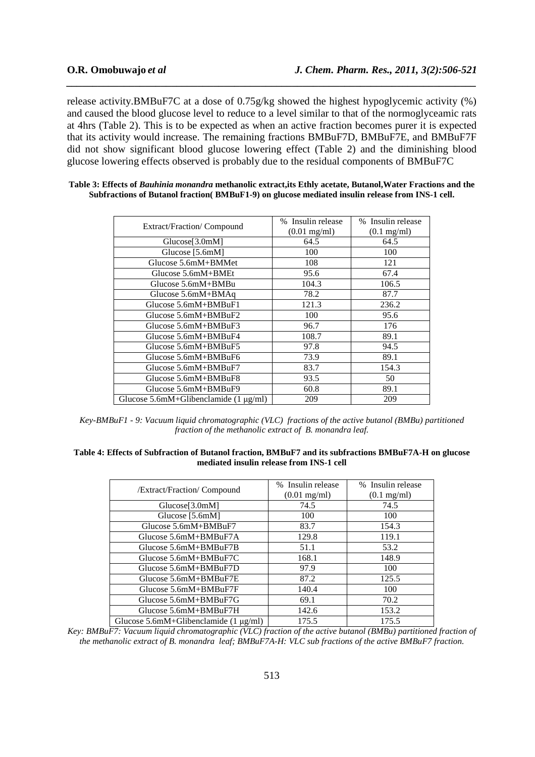release activity.BMBuF7C at a dose of 0.75g/kg showed the highest hypoglycemic activity (%) and caused the blood glucose level to reduce to a level similar to that of the normoglyceamic rats at 4hrs (Table 2). This is to be expected as when an active fraction becomes purer it is expected that its activity would increase. The remaining fractions BMBuF7D, BMBuF7E, and BMBuF7F did not show significant blood glucose lowering effect (Table 2) and the diminishing blood glucose lowering effects observed is probably due to the residual components of BMBuF7C

**Table 3: Effects of *Bauhinia monandra* methanolic extract,its Ethly acetate, Butanol,Water Fractions and the Subfractions of Butanol fraction( BMBuF1-9) on glucose mediated insulin release from INS-1 cell.**

| Extract/Fraction/ Compound | % Insulin release (0.01 mg/ml) | % Insulin release (0.1 mg/ml) |
|---|---|---|
| Glucose[3.0mM] | 64.5 | 64.5 |
| Glucose [5.6mM] | 100 | 100 |
| Glucose 5.6mM+BMMet | 108 | 121 |
| Glucose 5.6mM+BMEt | 95.6 | 67.4 |
| Glucose 5.6mM+BMBu | 104.3 | 106.5 |
| Glucose 5.6mM+BMAq | 78.2 | 87.7 |
| Glucose 5.6mM+BMBuF1 | 121.3 | 236.2 |
| Glucose 5.6mM+BMBuF2 | 100 | 95.6 |
| Glucose 5.6mM+BMBuF3 | 96.7 | 176 |
| Glucose 5.6mM+BMBuF4 | 108.7 | 89.1 |
| Glucose 5.6mM+BMBuF5 | 97.8 | 94.5 |
| Glucose 5.6mM+BMBuF6 | 73.9 | 89.1 |
| Glucose 5.6mM+BMBuF7 | 83.7 | 154.3 |
| Glucose 5.6mM+BMBuF8 | 93.5 | 50 |
| Glucose 5.6mM+BMBuF9 | 60.8 | 89.1 |
| Glucose 5.6mM+Glibenclamide (1 µg/ml) | 209 | 209 |

*Key-BMBuF1 - 9: Vacuum liquid chromatographic (VLC) fractions of the active butanol (BMBu) partitioned fraction of the methanolic extract of B. monandra leaf.*

**Table 4: Effects of Subfraction of Butanol fraction, BMBuF7 and its subfractions BMBuF7A-H on glucose mediated insulin release from INS-1 cell**

| /Extract/Fraction/ Compound | % Insulin release (0.01 mg/ml) | % Insulin release (0.1 mg/ml) |
|---|---|---|
| Glucose[3.0mM] | 74.5 | 74.5 |
| Glucose [5.6mM] | 100 | 100 |
| Glucose 5.6mM+BMBuF7 | 83.7 | 154.3 |
| Glucose 5.6mM+BMBuF7A | 129.8 | 119.1 |
| Glucose 5.6mM+BMBuF7B | 51.1 | 53.2 |
| Glucose 5.6mM+BMBuF7C | 168.1 | 148.9 |
| Glucose 5.6mM+BMBuF7D | 97.9 | 100 |
| Glucose 5.6mM+BMBuF7E | 87.2 | 125.5 |
| Glucose 5.6mM+BMBuF7F | 140.4 | 100 |
| Glucose 5.6mM+BMBuF7G | 69.1 | 70.2 |
| Glucose 5.6mM+BMBuF7H | 142.6 | 153.2 |
| Glucose 5.6mM+Glibenclamide (1 µg/ml) | 175.5 | 175.5 |

*Key: BMBuF7: Vacuum liquid chromatographic (VLC) fraction of the active butanol (BMBu) partitioned fraction of the methanolic extract of B. monandra leaf; BMBuF7A-H: VLC sub fractions of the active BMBuF7 fraction.*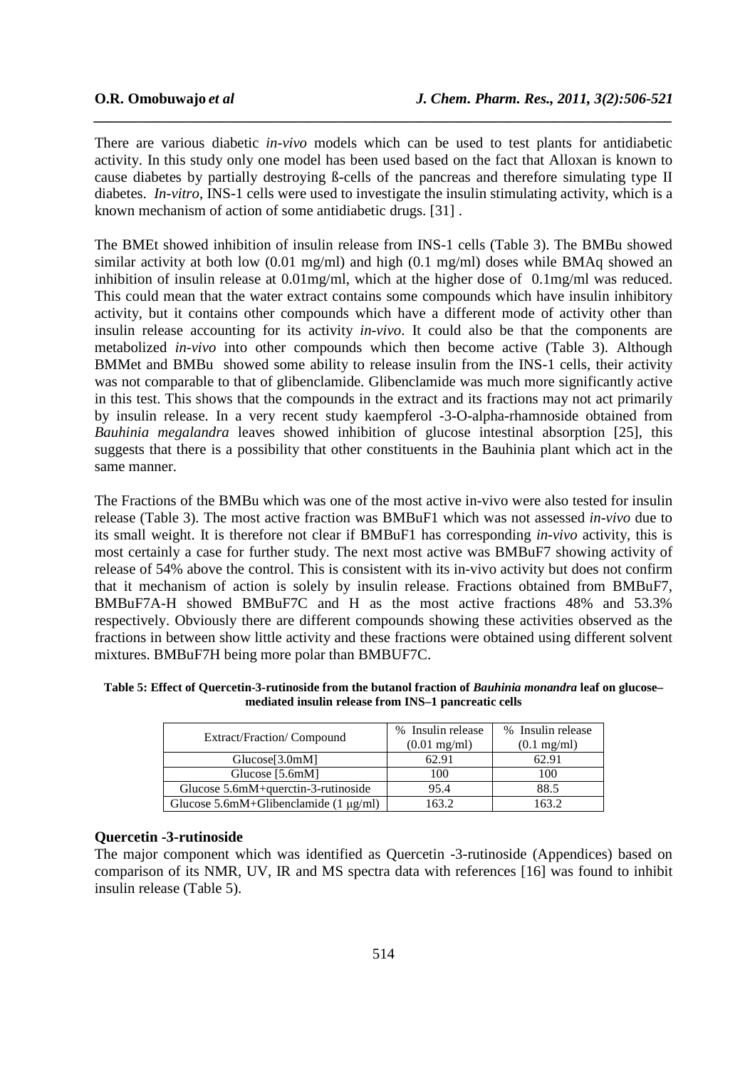There are various diabetic *in-vivo* models which can be used to test plants for antidiabetic activity. In this study only one model has been used based on the fact that Alloxan is known to cause diabetes by partially destroying ß-cells of the pancreas and therefore simulating type II diabetes. *In-vitro*, INS-1 cells were used to investigate the insulin stimulating activity, which is a known mechanism of action of some antidiabetic drugs. [31] .

The BMEt showed inhibition of insulin release from INS-1 cells (Table 3). The BMBu showed similar activity at both low (0.01 mg/ml) and high (0.1 mg/ml) doses while BMAq showed an inhibition of insulin release at 0.01mg/ml, which at the higher dose of 0.1mg/ml was reduced. This could mean that the water extract contains some compounds which have insulin inhibitory activity, but it contains other compounds which have a different mode of activity other than insulin release accounting for its activity *in-vivo*. It could also be that the components are metabolized *in-vivo* into other compounds which then become active (Table 3). Although BMMet and BMBu showed some ability to release insulin from the INS-1 cells, their activity was not comparable to that of glibenclamide. Glibenclamide was much more significantly active in this test. This shows that the compounds in the extract and its fractions may not act primarily by insulin release. In a very recent study kaempferol -3-O-alpha-rhamnoside obtained from *Bauhinia megalandra* leaves showed inhibition of glucose intestinal absorption [25], this suggests that there is a possibility that other constituents in the Bauhinia plant which act in the same manner.

The Fractions of the BMBu which was one of the most active in-vivo were also tested for insulin release (Table 3). The most active fraction was BMBuF1 which was not assessed *in-vivo* due to its small weight. It is therefore not clear if BMBuF1 has corresponding *in-vivo* activity, this is most certainly a case for further study. The next most active was BMBuF7 showing activity of release of 54% above the control. This is consistent with its in-vivo activity but does not confirm that it mechanism of action is solely by insulin release. Fractions obtained from BMBuF7, BMBuF7A-H showed BMBuF7C and H as the most active fractions 48% and 53.3% respectively. Obviously there are different compounds showing these activities observed as the fractions in between show little activity and these fractions were obtained using different solvent mixtures. BMBuF7H being more polar than BMBUF7C.

**Table 5: Effect of Quercetin-3-rutinoside from the butanol fraction of *Bauhinia monandra* leaf on glucose–mediated insulin release from INS–1 pancreatic cells**

| Extract/Fraction/ Compound | % Insulin release (0.01 mg/ml) | % Insulin release (0.1 mg/ml) |
|---|---|---|
| Glucose[3.0mM] | 62.91 | 62.91 |
| Glucose [5.6mM] | 100 | 100 |
| Glucose 5.6mM+querctin-3-rutinoside | 95.4 | 88.5 |
| Glucose 5.6mM+Glibenclamide (1 μg/ml) | 163.2 | 163.2 |

### Quercetin -3-rutinoside

The major component which was identified as Quercetin -3-rutinoside (Appendices) based on comparison of its NMR, UV, IR and MS spectra data with references [16] was found to inhibit insulin release (Table 5).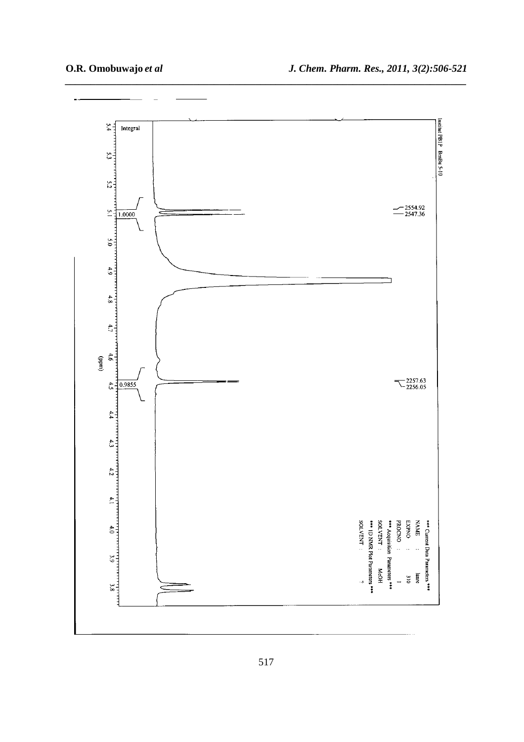Institut PBIP BmBu 5-10

Integral

1.0000

0.9855

2554.92
2547.36

2257.63
2256.05

(ppm)

5.4 5.3 5.2 5.1 5.0 4.9 4.8 4.7 4.6 4.5 4.4 4.3 4.2 4.1 4.0 3.9 3.8

*** Current Data Parameters ***
NAME : lanre
EXPNO : 310
PROCNO : 1
*** Acquisition Parameters ***
SOLVENT : MeOH
*** 1D NMR Plot Parameters ***
SOLVENT : ?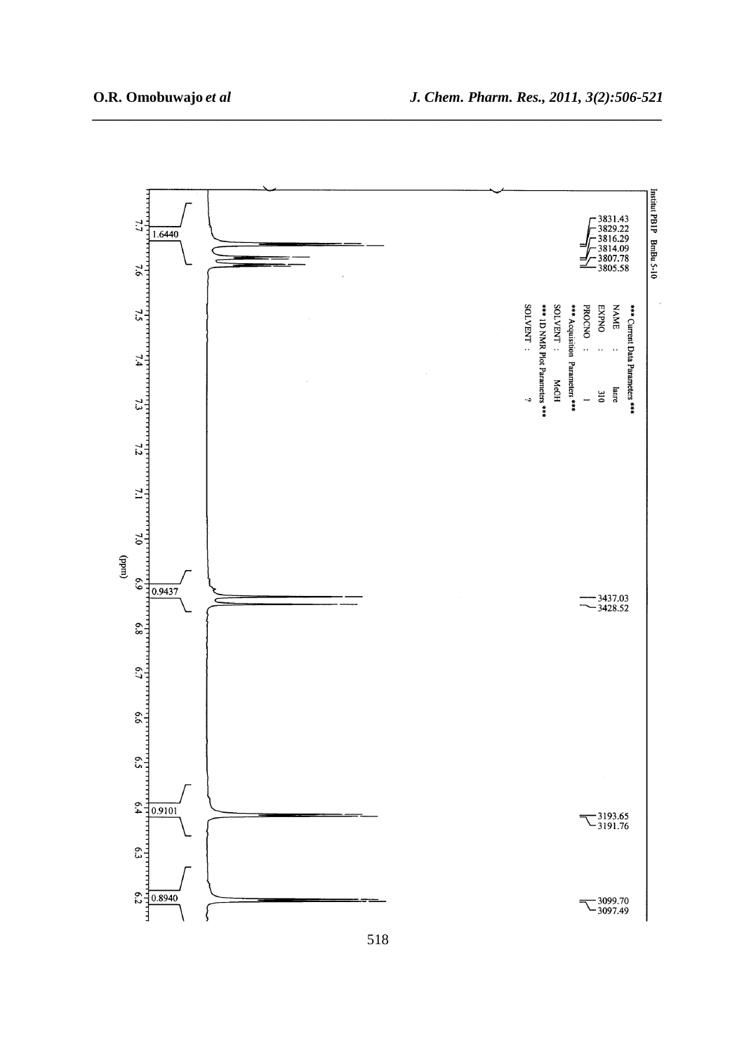Institut PBIP BmBu 5-10

3831.43
3829.22
3816.29
3814.09
3807.78
3805.58

*** Current Data Parameters ***
NAME : larre
EXPNO : 310
PROCNO : 1
*** Acquisition Parameters ***
SOLVENT : MeOH
*** 1D NMR Plot Parameters ***
SOLVENT : ?

3437.03
3428.52

3193.65
3191.76

3099.70
3097.49

1.6440

0.9437

0.9101

0.8940

7.7 7.6 7.5 7.4 7.3 7.2 7.1 7.0 6.9 6.8 6.7 6.6 6.5 6.4 6.3 6.2

(ppm)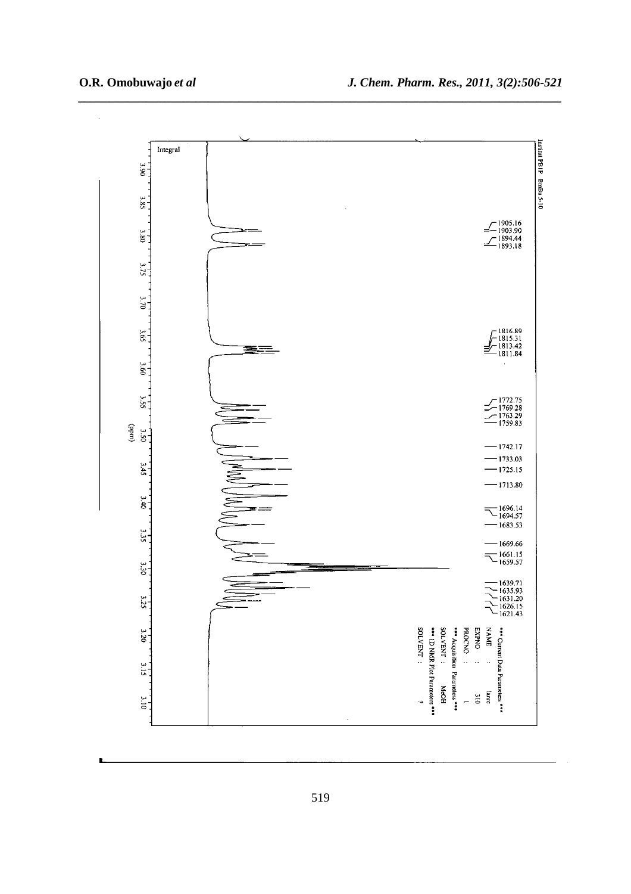Institut PBIP BmBu 5-10

Integral

1905.16
1903.90
1894.44
1893.18

1816.89
1815.31
1813.42
1811.84

1772.75
1769.28
1763.29
1759.83

1742.17

1733.03

1725.15

1713.80

1696.14
1694.57

1683.53

1669.66

1661.15
1659.57

1639.71
1635.93
1631.20
1626.15
1621.43

\*\*\* Current Data Parameters \*\*\*
NAME : lanre
EXPNO : 310
PROCNO : 1
\*\*\* Acquisition Parameters \*\*\*
SOLVENT : MeOH
\*\*\* 1D NMR Plot Parameters \*\*\*
SOLVENT : ?

3.90 3.85 3.80 3.75 3.70 3.65 3.60 3.55 3.50 3.45 3.40 3.35 3.30 3.25 3.20 3.15 3.10
(ppm)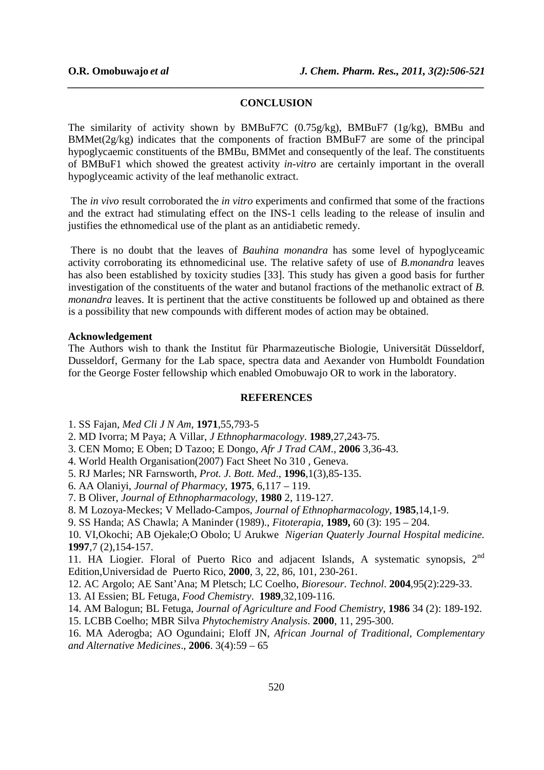## CONCLUSION

The similarity of activity shown by BMBuF7C (0.75g/kg), BMBuF7 (1g/kg), BMBu and BMMet(2g/kg) indicates that the components of fraction BMBuF7 are some of the principal hypoglycaemic constituents of the BMBu, BMMet and consequently of the leaf. The constituents of BMBuF1 which showed the greatest activity *in-vitro* are certainly important in the overall hypoglyceamic activity of the leaf methanolic extract.

The *in vivo* result corroborated the *in vitro* experiments and confirmed that some of the fractions and the extract had stimulating effect on the INS-1 cells leading to the release of insulin and justifies the ethnomedical use of the plant as an antidiabetic remedy.

There is no doubt that the leaves of *Bauhina monandra* has some level of hypoglyceamic activity corroborating its ethnomedicinal use. The relative safety of use of *B.monandra* leaves has also been established by toxicity studies [33]. This study has given a good basis for further investigation of the constituents of the water and butanol fractions of the methanolic extract of *B. monandra* leaves. It is pertinent that the active constituents be followed up and obtained as there is a possibility that new compounds with different modes of action may be obtained.

**Acknowledgement**

The Authors wish to thank the Institut für Pharmazeutische Biologie, Universität Düsseldorf, Dusseldorf, Germany for the Lab space, spectra data and Aexander von Humboldt Foundation for the George Foster fellowship which enabled Omobuwajo OR to work in the laboratory.

## REFERENCES

1. SS Fajan, *Med Cli J N Am*, **1971**,55,793-5
2. MD Ivorra; M Paya; A Villar, *J Ethnopharmacology*. **1989**,27,243-75.
3. CEN Momo; E Oben; D Tazoo; E Dongo, *Afr J Trad CAM*., **2006** 3,36-43.
4. World Health Organisation(2007) Fact Sheet No 310 , Geneva.
5. RJ Marles; NR Farnsworth, *Prot. J. Bott. Med*., **1996**,1(3),85-135.
6. AA Olaniyi, *Journal of Pharmacy*, **1975**, 6,117 – 119.
7. B Oliver, *Journal of Ethnopharmacology*, **1980** 2, 119-127.
8. M Lozoya-Meckes; V Mellado-Campos, *Journal of Ethnopharmacology*, **1985**,14,1-9.
9. SS Handa; AS Chawla; A Maninder (1989)., *Fitoterapia*, **1989,** 60 (3): 195 – 204.
10. VI,Okochi; AB Ojekale;O Obolo; U Arukwe *Nigerian Quaterly Journal Hospital medicine.* **1997**,7 (2),154-157.
11. HA Liogier. Floral of Puerto Rico and adjacent Islands, A systematic synopsis, 2nd Edition,Universidad de Puerto Rico, **2000**, 3, 22, 86, 101, 230-261.
12. AC Argolo; AE Sant'Ana; M Pletsch; LC Coelho, *Bioresour. Technol*. **2004**,95(2):229-33.
13. AI Essien; BL Fetuga, *Food Chemistry*. **1989**,32,109-116.
14. AM Balogun; BL Fetuga, *Journal of Agriculture and Food Chemistry*, **1986** 34 (2): 189-192.
15. LCBB Coelho; MBR Silva *Phytochemistry Analysis*. **2000**, 11, 295-300.
16. MA Aderogba; AO Ogundaini; Eloff JN, *African Journal of Traditional, Complementary and Alternative Medicines*., **2006**. 3(4):59 – 65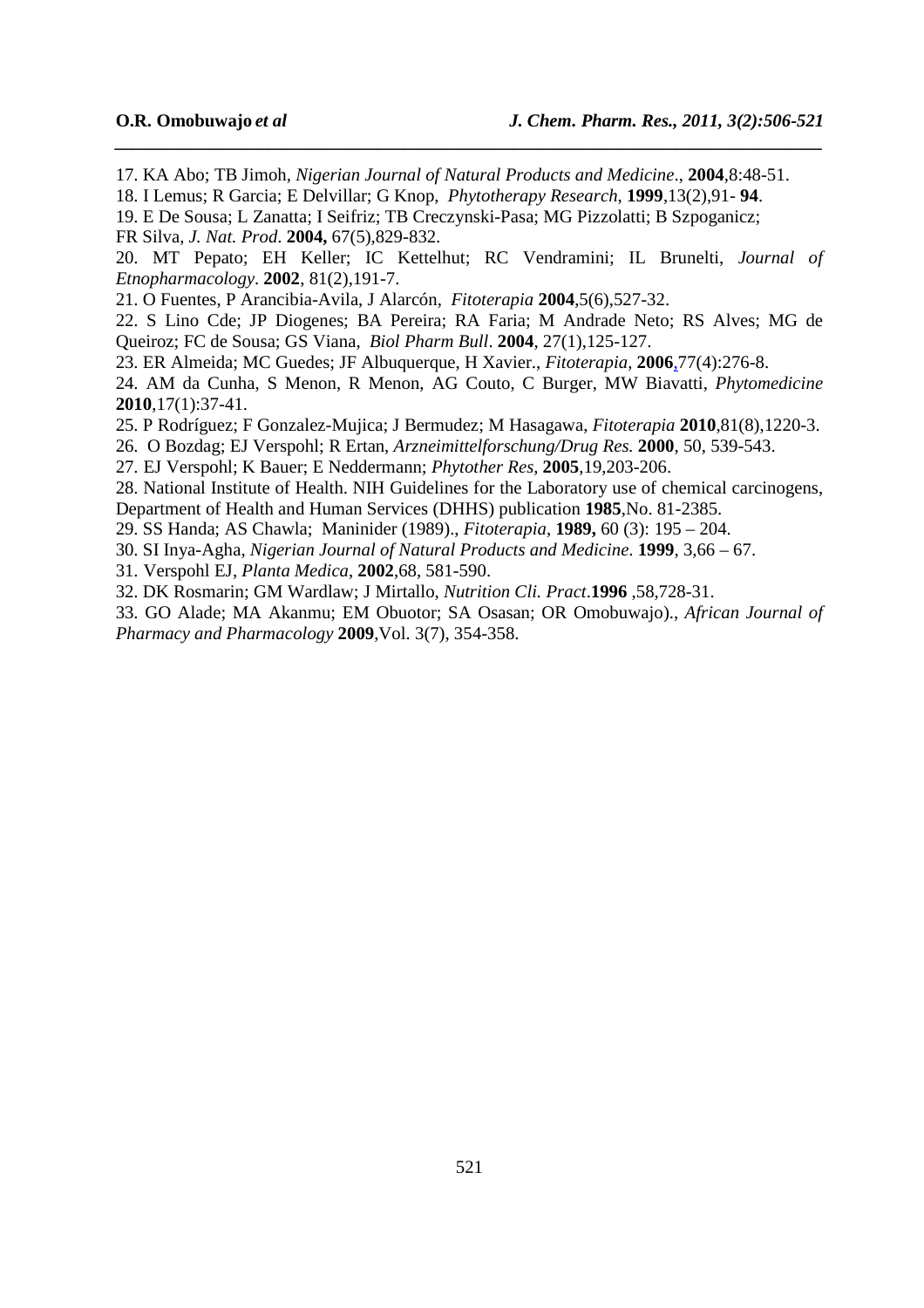17. KA Abo; TB Jimoh, *Nigerian Journal of Natural Products and Medicine*., **2004**,8:48-51.

18. I Lemus; R Garcia; E Delvillar; G Knop, *Phytotherapy Research*, **1999**,13(2),91- **94**.

19. E De Sousa; L Zanatta; I Seifriz; TB Creczynski-Pasa; MG Pizzolatti; B Szpoganicz; FR Silva, *J. Nat. Prod*. **2004,** 67(5),829-832.

20. MT Pepato; EH Keller; IC Kettelhut; RC Vendramini; IL Brunelti, *Journal of Etnopharmacology*. **2002**, 81(2),191-7.

21. O Fuentes, P Arancibia-Avila, J Alarcón, *Fitoterapia* **2004**,5(6),527-32.

22. S Lino Cde; JP Diogenes; BA Pereira; RA Faria; M Andrade Neto; RS Alves; MG de Queiroz; FC de Sousa; GS Viana, *Biol Pharm Bull*. **2004**, 27(1),125-127.

23. ER Almeida; MC Guedes; JF Albuquerque, H Xavier., *Fitoterapia*, **2006**,77(4):276-8.

24. AM da Cunha, S Menon, R Menon, AG Couto, C Burger, MW Biavatti, *Phytomedicine* **2010**,17(1):37-41.

25. P Rodríguez; F Gonzalez-Mujica; J Bermudez; M Hasagawa, *Fitoterapia* **2010**,81(8),1220-3.

26. O Bozdag; EJ Verspohl; R Ertan, *Arzneimittelforschung/Drug Res.* **2000**, 50, 539-543.

27. EJ Verspohl; K Bauer; E Neddermann; *Phytother Res*, **2005**,19,203-206.

28. National Institute of Health. NIH Guidelines for the Laboratory use of chemical carcinogens, Department of Health and Human Services (DHHS) publication **1985**,No. 81-2385.

29. SS Handa; AS Chawla; Maninider (1989)., *Fitoterapia*, **1989,** 60 (3): 195 – 204.

30. SI Inya-Agha, *Nigerian Journal of Natural Products and Medicine*. **1999**, 3,66 – 67.

31. Verspohl EJ, *Planta Medica*, **2002**,68, 581-590.

32. DK Rosmarin; GM Wardlaw; J Mirtallo, *Nutrition Cli. Pract*.**1996** ,58,728-31.

33. GO Alade; MA Akanmu; EM Obuotor; SA Osasan; OR Omobuwajo)., *African Journal of Pharmacy and Pharmacology* **2009**,Vol. 3(7), 354-358.